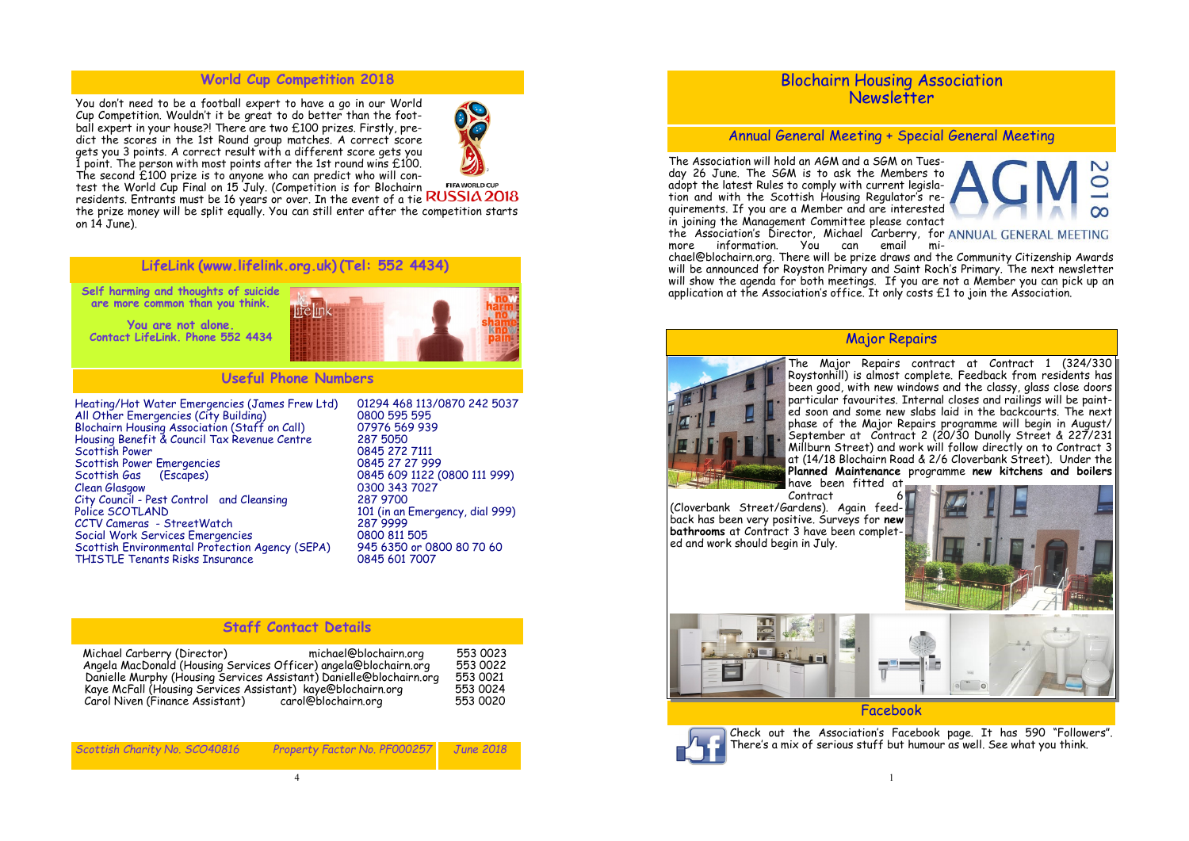# Blochairn Housing Association Newsletter

## Annual General Meeting + Special General Meeting

The Association will hold an AGM and a SGM on Tuesday 26 June. The SGM is to ask the Members to adopt the latest Rules to comply with current legislation and with the Scottish Housing Regulator's requirements. If you are a Member and are interested in joining the Management Committee please contact the Association's Director, Michael Carberry, for more information. You can email michael@blochairn.org. There will be prize draws and the Community Citizenship Awards will be announced for Royston Primary and Saint Roch's Primary. The next newsletter will show the agenda for both meetings. If you are not a Member you can pick up an application at the Association's office. It only costs £1 to join the Association.

## Major Repairs

The Major Repairs contract at Contract 1 (324/330 Roystonhill) is almost complete. Feedback from residents has been good, with new windows and the classy, glass close doors particular favourites. Internal closes and railings will be painted soon and some new slabs laid in the backcourts. The next phase of the Major Repairs programme will begin in August/September at Contract 2 (20/30 Dunolly Street & 227/231 Millburn Street) and work will follow directly on to Contract 3 at (14/18 Blochairn Road & 2/6 Cloverbank Street). Under the **Planned Maintenance** programme **new kitchens and boilers** have been fitted at Contract 6 (Cloverbank Street/Gardens). Again feedback has been very positive. Surveys for **new bathrooms** at Contract 3 have been completed and work should begin in July.

## Facebook

Check out the Association's Facebook page. It has 590 "Followers". There's a mix of serious stuff but humour as well. See what you think.

## World Cup Competition 2018

You don't need to be a football expert to have a go in our World Cup Competition. Wouldn't it be great to do better than the football expert in your house?! There are two £100 prizes. Firstly, predict the scores in the 1st Round group matches. A correct score gets you 3 points. A correct result with a different score gets you 1 point. The person with most points after the 1st round wins £100. The second £100 prize is to anyone who can predict who will contest the World Cup Final on 15 July. (Competition is for Blochairn residents. Entrants must be 16 years or over. In the event of a tie the prize money will be split equally. You can still enter after the competition starts on 14 June).

## LifeLink (www.lifelink.org.uk) (Tel: 552 4434)

**Self harming and thoughts of suicide are more common than you think.**

**You are not alone. Contact LifeLink. Phone 552 4434**

## Useful Phone Numbers

| | |
|---|---|
| Heating/Hot Water Emergencies (James Frew Ltd) | 01294 468 113/0870 242 5037 |
| All Other Emergencies (City Building) | 0800 595 595 |
| Blochairn Housing Association (Staff on Call) | 07976 569 939 |
| Housing Benefit & Council Tax Revenue Centre | 287 5050 |
| Scottish Power | 0845 272 7111 |
| Scottish Power Emergencies | 0845 27 27 999 |
| Scottish Gas (Escapes) | 0845 609 1122 (0800 111 999) |
| Clean Glasgow | 0300 343 7027 |
| City Council - Pest Control and Cleansing | 287 9700 |
| Police SCOTLAND | 101 (in an Emergency, dial 999) |
| CCTV Cameras - StreetWatch | 287 9999 |
| Social Work Services Emergencies | 0800 811 505 |
| Scottish Environmental Protection Agency (SEPA) | 945 6350 or 0800 80 70 60 |
| THISTLE Tenants Risks Insurance | 0845 601 7007 |

## Staff Contact Details

| | | |
|---|---|---|
| Michael Carberry (Director) | michael@blochairn.org | 553 0023 |
| Angela MacDonald (Housing Services Officer) | angela@blochairn.org | 553 0022 |
| Danielle Murphy (Housing Services Assistant) | Danielle@blochairn.org | 553 0021 |
| Kaye McFall (Housing Services Assistant) | kaye@blochairn.org | 553 0024 |
| Carol Niven (Finance Assistant) | carol@blochairn.org | 553 0020 |

*Scottish Charity No. SCO40816* | *Property Factor No. PF000257* | *June 2018*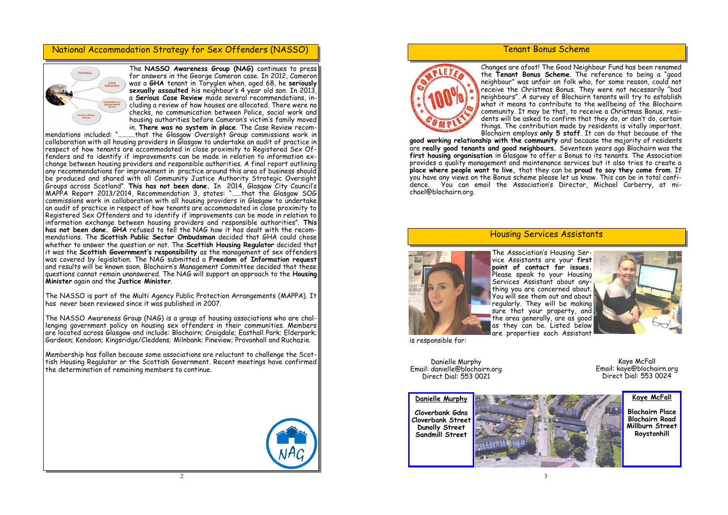## National Accommodation Strategy for Sex Offenders (NASSO)

The **NASSO Awareness Group (NAG)** continues to press for answers in the George Cameron case. In 2012, Cameron was a **GHA** tenant in Toryglen when, aged 68, he **seriously sexually assaulted** his neighbour's 4 year old son. In 2013, a **Serious Case Review** made several recommendations, including a review of how houses are allocated. There were no checks, no communication between Police, social work and housing authorities before Cameron's victim's family moved in. **There was no system in place**. The Case Review recommendations included: "……….that the Glasgow Oversight Group commissions work in collaboration with all housing providers in Glasgow to undertake an audit of practice in respect of how tenants are accommodated in close proximity to Registered Sex Offenders and to identify if improvements can be made in relation to information exchange between housing providers and responsible authorities. A final report outlining any recommendations for improvement in practice around this area of business should be produced and shared with all Community Justice Authority Strategic Oversight Groups across Scotland". **This has not been done.** In 2014, Glasgow City Council's MAPPA Report 2013/2014, Recommendation 3, states: "……that the Glasgow SOG commissions work in collaboration with all housing providers in Glasgow to undertake an audit of practice in respect of how tenants are accommodated in close proximity to Registered Sex Offenders and to identify if improvements can be made in relation to information exchange between housing providers and responsible authorities". **This has not been done. GHA** refused to tell the NAG how it has dealt with the recommendations. The **Scottish Public Sector Ombudsman** decided that GHA could chose whether to answer the question or not. The **Scottish Housing Regulator** decided that it was the **Scottish Government's responsibility** as the management of sex offenders was covered by legislation. The NAG submitted a **Freedom of Information request** and results will be known soon. Blochairn's Management Committee decided that these questions cannot remain unanswered. The NAG will support an approach to the **Housing Minister** again and the **Justice Minister**.

The NASSO is part of the Multi Agency Public Protection Arrangements (MAPPA). It has never been reviewed since it was published in 2007.

The NASSO Awareness Group (NAG) is a group of housing associations who are challenging government policy on housing sex offenders in their communities. Members are located across Glasgow and include: Blochairn; Craigdale; Easthall Park; Elderpark; Gardeen; Kendoon; Kingsridge/Cleddens; Milnbank; Pineview; Provanhall and Ruchazie.

Membership has fallen because some associations are reluctant to challenge the Scottish Housing Regulator or the Scottish Government. Recent meetings have confirmed the determination of remaining members to continue.

## Tenant Bonus Scheme

Changes are afoot! The Good Neighbour Fund has been renamed the **Tenant Bonus Scheme**. The reference to being a "good neighbour" was unfair on folk who, for some reason, could not receive the Christmas Bonus. They were not necessarily "bad neighbours". A survey of Blochairn tenants will try to establish what it means to contribute to the wellbeing of the Blochairn community. It may be that, to receive a Christmas Bonus, residents will be asked to confirm that they do, or don't do, certain things. The contribution made by residents is vitally important. Blochairn employs **only 5 staff**. It can do that because of the **good working relationship with the community** and because the majority of residents are **really good tenants and good neighbours.** Seventeen years ago Blochairn was the **first housing organisation** in Glasgow to offer a Bonus to its tenants. The Association provides a quality management and maintenance services but it also tries to create a **place where people want to live,** that they can be **proud to say they come from**. If you have any views on the Bonus scheme please let us know. This can be in total confidence. You can email the Association's Director, Michael Carberry, at michael@blochairn.org.

## Housing Services Assistants

The Association's Housing Service Assistants are your **first point of contact for issues.** Please speak to your Housing Services Assistant about anything you are concerned about. You will see them out and about regularly. They will be making sure that your property, and the area generally, are as good as they can be. Listed below are properties each Assistant is responsible for:

Danielle Murphy
Email: danielle@blochairn.org
Direct Dial: 553 0021

Kaye McFall
Email: kaye@blochairn.org
Direct Dial: 553 0024

**Danielle Murphy**

**Cloverbank Gdns**
**Cloverbank Street**
**Dunolly Street**
**Sandmill Street**

**Kaye McFall**

**Blochairn Place**
**Blochairn Road**
**Millburn Street**
**Roystonhill**